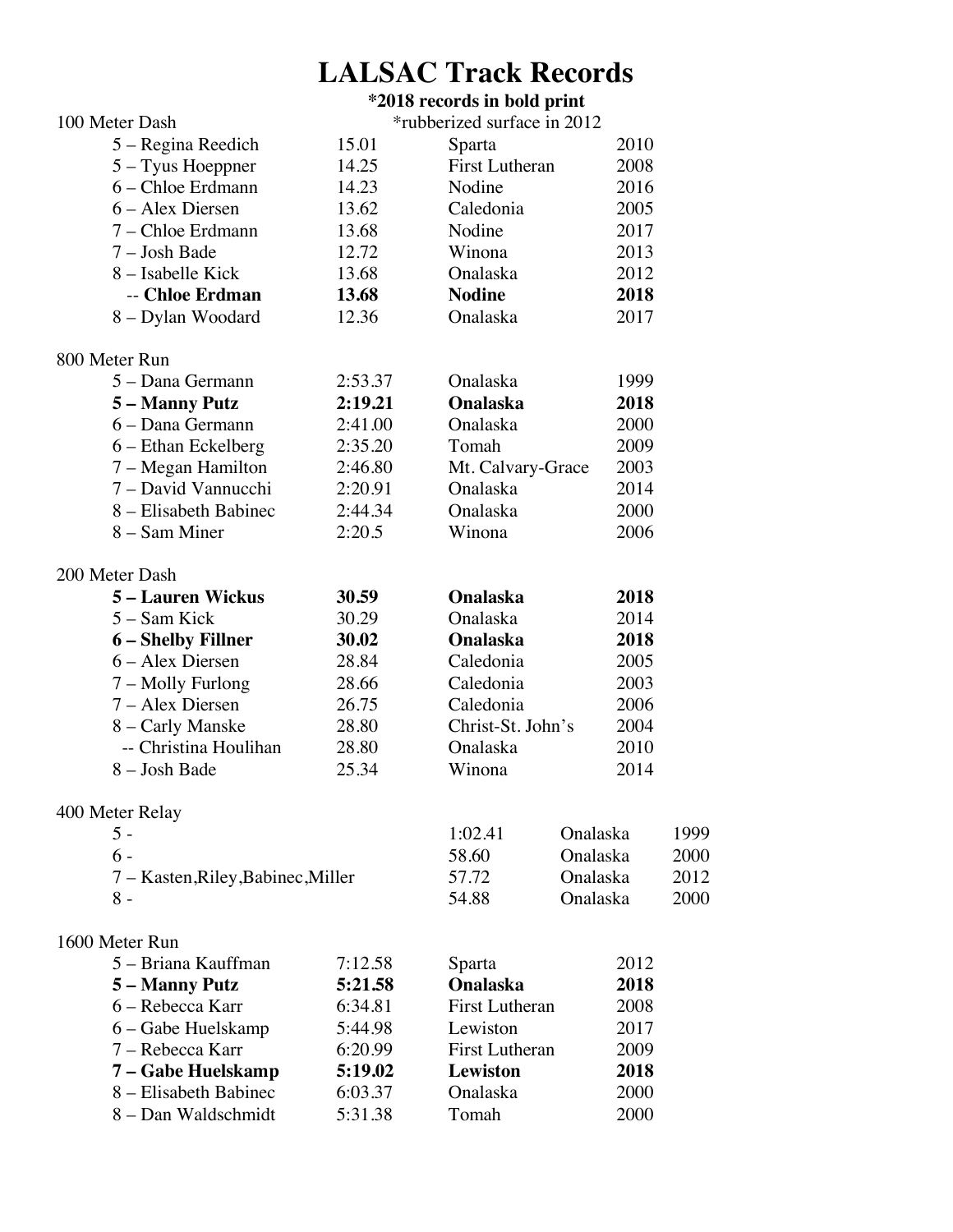# LALSAC Track Records

**\*2018 records in bold print**

\*rubberized surface in 2012

## 100 Meter Dash

| | | | |
|---|---|---|---|
| 5 – Regina Reedich | 15.01 | Sparta | 2010 |
| 5 – Tyus Hoeppner | 14.25 | First Lutheran | 2008 |
| 6 – Chloe Erdmann | 14.23 | Nodine | 2016 |
| 6 – Alex Diersen | 13.62 | Caledonia | 2005 |
| 7 – Chloe Erdmann | 13.68 | Nodine | 2017 |
| 7 – Josh Bade | 12.72 | Winona | 2013 |
| 8 – Isabelle Kick | 13.68 | Onalaska | 2012 |
| -- **Chloe Erdman** | **13.68** | **Nodine** | **2018** |
| 8 – Dylan Woodard | 12.36 | Onalaska | 2017 |

## 800 Meter Run

| | | | |
|---|---|---|---|
| 5 – Dana Germann | 2:53.37 | Onalaska | 1999 |
| **5 – Manny Putz** | **2:19.21** | **Onalaska** | **2018** |
| 6 – Dana Germann | 2:41.00 | Onalaska | 2000 |
| 6 – Ethan Eckelberg | 2:35.20 | Tomah | 2009 |
| 7 – Megan Hamilton | 2:46.80 | Mt. Calvary-Grace | 2003 |
| 7 – David Vannucchi | 2:20.91 | Onalaska | 2014 |
| 8 – Elisabeth Babinec | 2:44.34 | Onalaska | 2000 |
| 8 – Sam Miner | 2:20.5 | Winona | 2006 |

## 200 Meter Dash

| | | | |
|---|---|---|---|
| **5 – Lauren Wickus** | **30.59** | **Onalaska** | **2018** |
| 5 – Sam Kick | 30.29 | Onalaska | 2014 |
| **6 – Shelby Fillner** | **30.02** | **Onalaska** | **2018** |
| 6 – Alex Diersen | 28.84 | Caledonia | 2005 |
| 7 – Molly Furlong | 28.66 | Caledonia | 2003 |
| 7 – Alex Diersen | 26.75 | Caledonia | 2006 |
| 8 – Carly Manske | 28.80 | Christ-St. John's | 2004 |
| -- Christina Houlihan | 28.80 | Onalaska | 2010 |
| 8 – Josh Bade | 25.34 | Winona | 2014 |

## 400 Meter Relay

| | | | |
|---|---|---|---|
| 5 - | 1:02.41 | Onalaska | 1999 |
| 6 - | 58.60 | Onalaska | 2000 |
| 7 – Kasten,Riley,Babinec,Miller | 57.72 | Onalaska | 2012 |
| 8 - | 54.88 | Onalaska | 2000 |

## 1600 Meter Run

| | | | |
|---|---|---|---|
| 5 – Briana Kauffman | 7:12.58 | Sparta | 2012 |
| **5 – Manny Putz** | **5:21.58** | **Onalaska** | **2018** |
| 6 – Rebecca Karr | 6:34.81 | First Lutheran | 2008 |
| 6 – Gabe Huelskamp | 5:44.98 | Lewiston | 2017 |
| 7 – Rebecca Karr | 6:20.99 | First Lutheran | 2009 |
| **7 – Gabe Huelskamp** | **5:19.02** | **Lewiston** | **2018** |
| 8 – Elisabeth Babinec | 6:03.37 | Onalaska | 2000 |
| 8 – Dan Waldschmidt | 5:31.38 | Tomah | 2000 |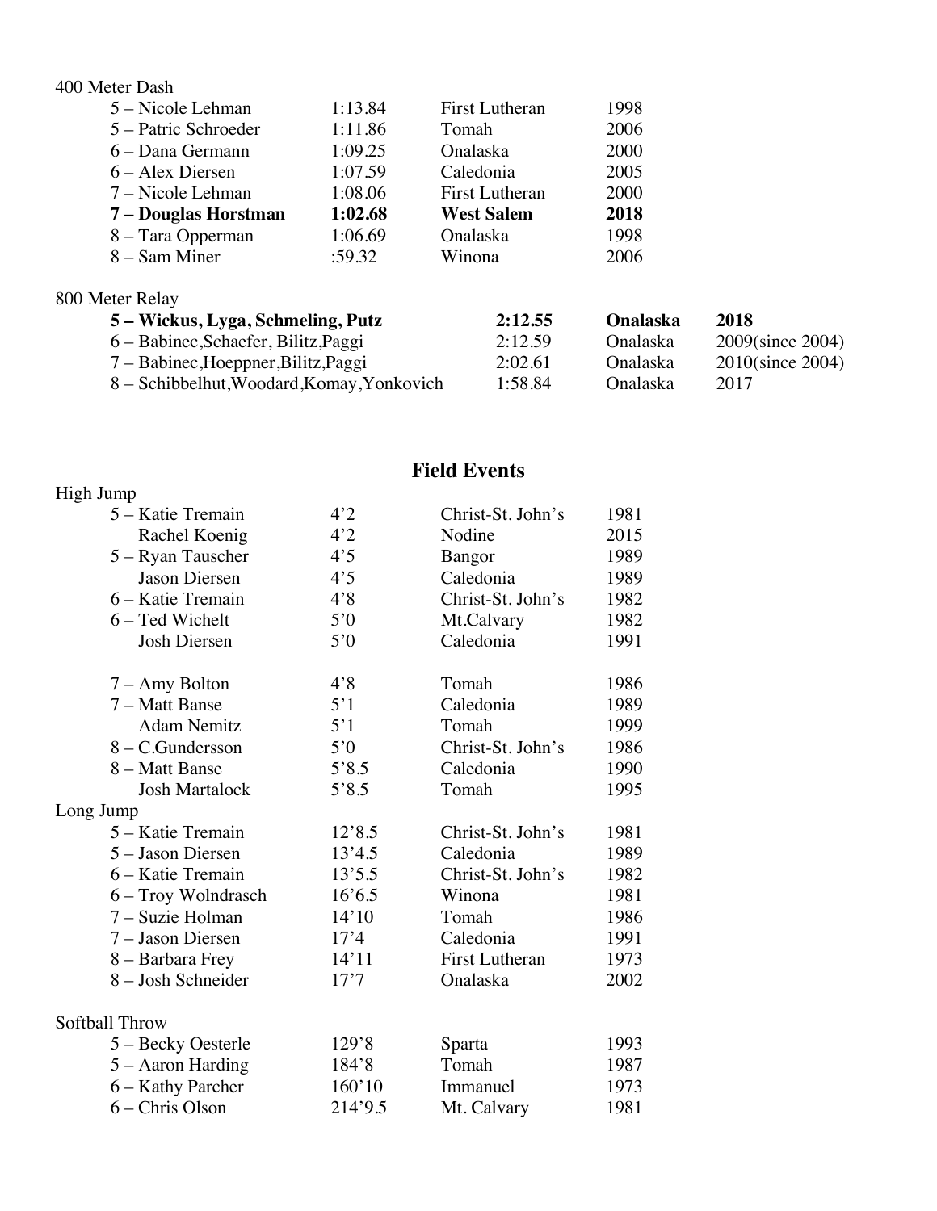400 Meter Dash

| | | | |
|---|---|---|---|
| 5 – Nicole Lehman | 1:13.84 | First Lutheran | 1998 |
| 5 – Patric Schroeder | 1:11.86 | Tomah | 2006 |
| 6 – Dana Germann | 1:09.25 | Onalaska | 2000 |
| 6 – Alex Diersen | 1:07.59 | Caledonia | 2005 |
| 7 – Nicole Lehman | 1:08.06 | First Lutheran | 2000 |
| **7 – Douglas Horstman** | **1:02.68** | **West Salem** | **2018** |
| 8 – Tara Opperman | 1:06.69 | Onalaska | 1998 |
| 8 – Sam Miner | :59.32 | Winona | 2006 |

800 Meter Relay

| | | | |
|---|---|---|---|
| **5 – Wickus, Lyga, Schmeling, Putz** | **2:12.55** | **Onalaska** | **2018** |
| 6 – Babinec,Schaefer, Bilitz,Paggi | 2:12.59 | Onalaska | 2009(since 2004) |
| 7 – Babinec,Hoeppner,Bilitz,Paggi | 2:02.61 | Onalaska | 2010(since 2004) |
| 8 – Schibbelhut,Woodard,Komay,Yonkovich | 1:58.84 | Onalaska | 2017 |

## Field Events

High Jump

| | | | |
|---|---|---|---|
| 5 – Katie Tremain | 4'2 | Christ-St. John's | 1981 |
| Rachel Koenig | 4'2 | Nodine | 2015 |
| 5 – Ryan Tauscher | 4'5 | Bangor | 1989 |
| Jason Diersen | 4'5 | Caledonia | 1989 |
| 6 – Katie Tremain | 4'8 | Christ-St. John's | 1982 |
| 6 – Ted Wichelt | 5'0 | Mt.Calvary | 1982 |
| Josh Diersen | 5'0 | Caledonia | 1991 |
| 7 – Amy Bolton | 4'8 | Tomah | 1986 |
| 7 – Matt Banse | 5'1 | Caledonia | 1989 |
| Adam Nemitz | 5'1 | Tomah | 1999 |
| 8 – C.Gundersson | 5'0 | Christ-St. John's | 1986 |
| 8 – Matt Banse | 5'8.5 | Caledonia | 1990 |
| Josh Martalock | 5'8.5 | Tomah | 1995 |

Long Jump

| | | | |
|---|---|---|---|
| 5 – Katie Tremain | 12'8.5 | Christ-St. John's | 1981 |
| 5 – Jason Diersen | 13'4.5 | Caledonia | 1989 |
| 6 – Katie Tremain | 13'5.5 | Christ-St. John's | 1982 |
| 6 – Troy Wolndrasch | 16'6.5 | Winona | 1981 |
| 7 – Suzie Holman | 14'10 | Tomah | 1986 |
| 7 – Jason Diersen | 17'4 | Caledonia | 1991 |
| 8 – Barbara Frey | 14'11 | First Lutheran | 1973 |
| 8 – Josh Schneider | 17'7 | Onalaska | 2002 |

Softball Throw

| | | | |
|---|---|---|---|
| 5 – Becky Oesterle | 129'8 | Sparta | 1993 |
| 5 – Aaron Harding | 184'8 | Tomah | 1987 |
| 6 – Kathy Parcher | 160'10 | Immanuel | 1973 |
| 6 – Chris Olson | 214'9.5 | Mt. Calvary | 1981 |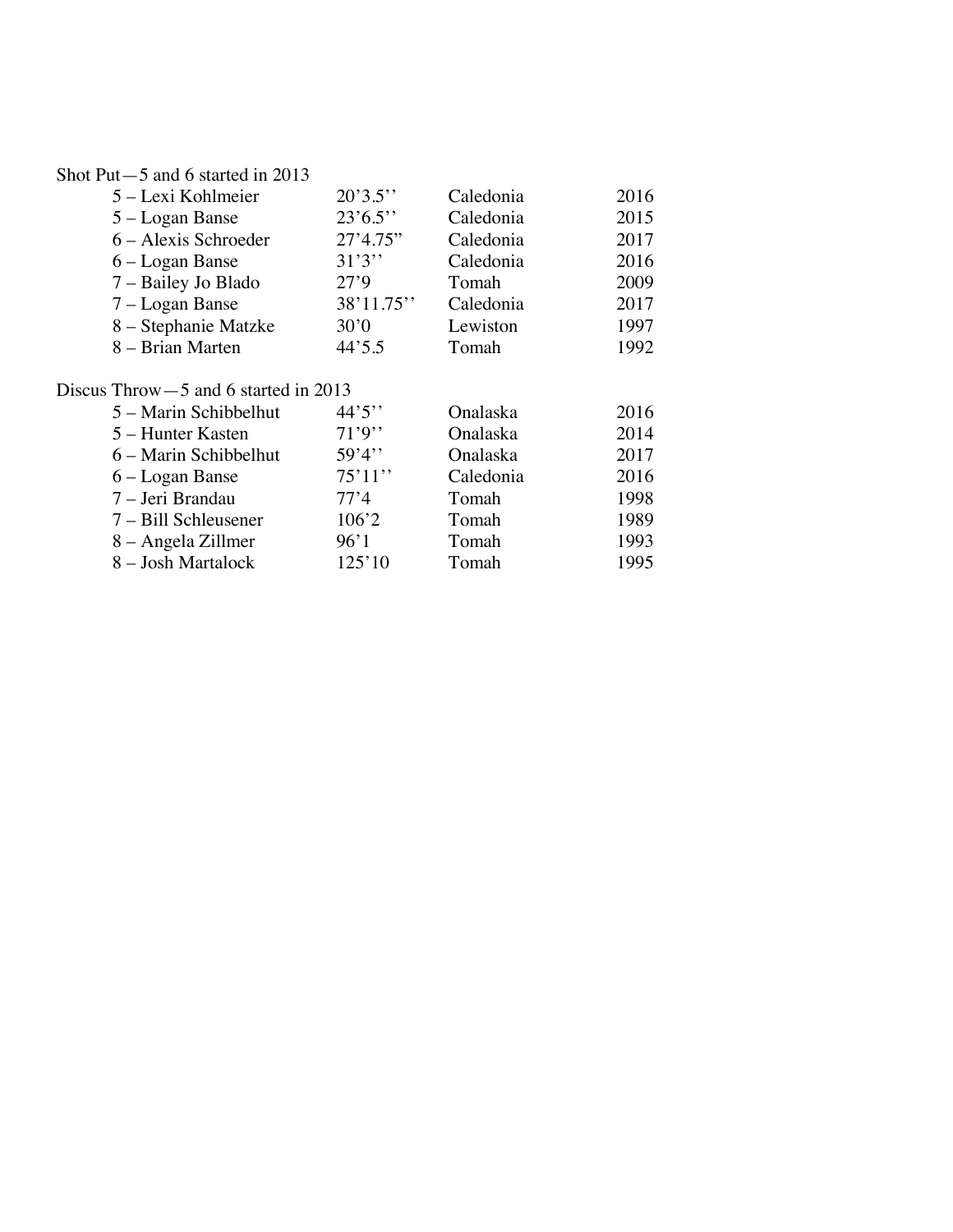Shot Put—5 and 6 started in 2013

| | | | |
|---|---|---|---|
| 5 – Lexi Kohlmeier | 20'3.5'' | Caledonia | 2016 |
| 5 – Logan Banse | 23'6.5'' | Caledonia | 2015 |
| 6 – Alexis Schroeder | 27'4.75" | Caledonia | 2017 |
| 6 – Logan Banse | 31'3'' | Caledonia | 2016 |
| 7 – Bailey Jo Blado | 27'9 | Tomah | 2009 |
| 7 – Logan Banse | 38'11.75'' | Caledonia | 2017 |
| 8 – Stephanie Matzke | 30'0 | Lewiston | 1997 |
| 8 – Brian Marten | 44'5.5 | Tomah | 1992 |

Discus Throw—5 and 6 started in 2013

| | | | |
|---|---|---|---|
| 5 – Marin Schibbelhut | 44'5'' | Onalaska | 2016 |
| 5 – Hunter Kasten | 71'9'' | Onalaska | 2014 |
| 6 – Marin Schibbelhut | 59'4'' | Onalaska | 2017 |
| 6 – Logan Banse | 75'11'' | Caledonia | 2016 |
| 7 – Jeri Brandau | 77'4 | Tomah | 1998 |
| 7 – Bill Schleusener | 106'2 | Tomah | 1989 |
| 8 – Angela Zillmer | 96'1 | Tomah | 1993 |
| 8 – Josh Martalock | 125'10 | Tomah | 1995 |